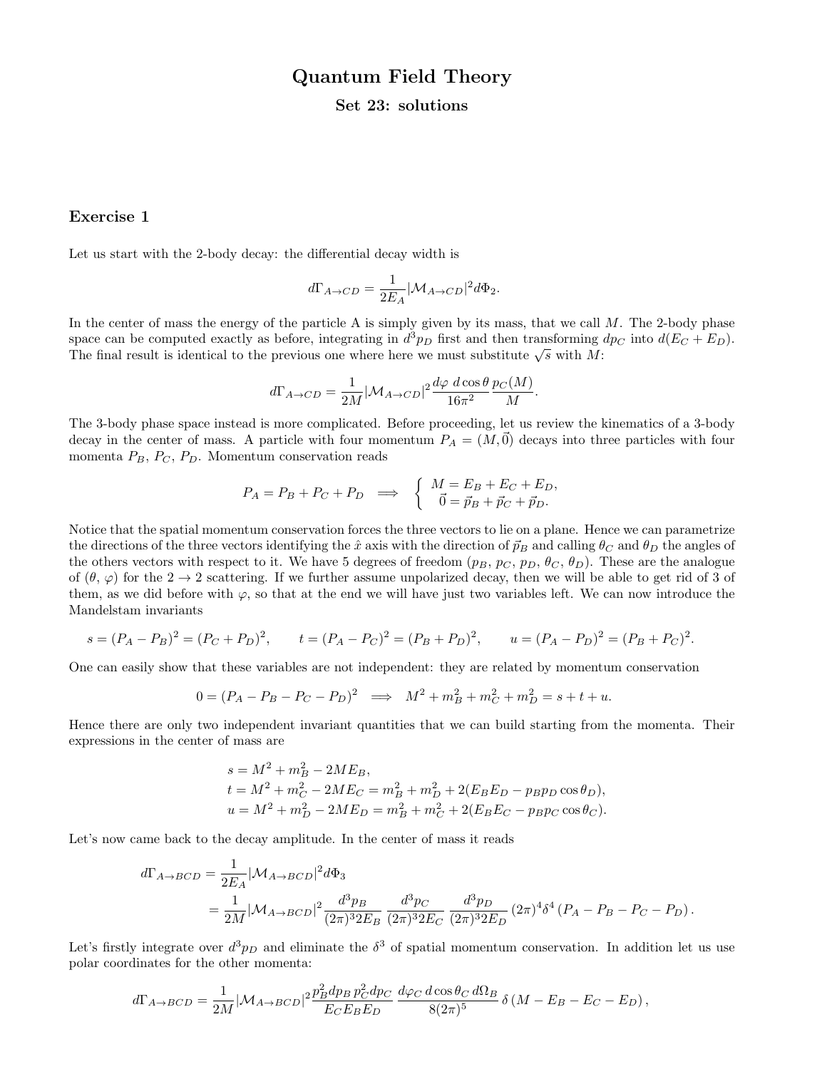# Quantum Field Theory

### Set 23: solutions

## Exercise 1

Let us start with the 2-body decay: the differential decay width is

$$d\Gamma_{A\to CD} = \frac{1}{2E_A}|\mathcal{M}_{A\to CD}|^2 d\Phi_2.$$

In the center of mass the energy of the particle A is simply given by its mass, that we call $M$. The 2-body phase space can be computed exactly as before, integrating in $d^3p_D$ first and then transforming $dp_C$ into $d(E_C + E_D)$. The final result is identical to the previous one where here we must substitute $\sqrt{s}$ with $M$:

$$d\Gamma_{A\to CD} = \frac{1}{2M}|\mathcal{M}_{A\to CD}|^2 \frac{d\varphi\ d\cos\theta}{16\pi^2}\frac{p_C(M)}{M}.$$

The 3-body phase space instead is more complicated. Before proceeding, let us review the kinematics of a 3-body decay in the center of mass. A particle with four momentum $P_A = (M, \vec{0})$ decays into three particles with four momenta $P_B$, $P_C$, $P_D$. Momentum conservation reads

$$P_A = P_B + P_C + P_D \implies \begin{cases} M = E_B + E_C + E_D, \\ \vec{0} = \vec{p}_B + \vec{p}_C + \vec{p}_D. \end{cases}$$

Notice that the spatial momentum conservation forces the three vectors to lie on a plane. Hence we can parametrize the directions of the three vectors identifying the $\hat{x}$ axis with the direction of $\vec{p}_B$ and calling $\theta_C$ and $\theta_D$ the angles of the others vectors with respect to it. We have 5 degrees of freedom ($p_B$, $p_C$, $p_D$, $\theta_C$, $\theta_D$). These are the analogue of ($\theta$, $\varphi$) for the $2 \to 2$ scattering. If we further assume unpolarized decay, then we will be able to get rid of 3 of them, as we did before with $\varphi$, so that at the end we will have just two variables left. We can now introduce the Mandelstam invariants

$$s = (P_A - P_B)^2 = (P_C + P_D)^2, \qquad t = (P_A - P_C)^2 = (P_B + P_D)^2, \qquad u = (P_A - P_D)^2 = (P_B + P_C)^2.$$

One can easily show that these variables are not independent: they are related by momentum conservation

$$0 = (P_A - P_B - P_C - P_D)^2 \implies M^2 + m_B^2 + m_C^2 + m_D^2 = s + t + u.$$

Hence there are only two independent invariant quantities that we can build starting from the momenta. Their expressions in the center of mass are

$$\begin{aligned} s &= M^2 + m_B^2 - 2ME_B, \\ t &= M^2 + m_C^2 - 2ME_C = m_B^2 + m_D^2 + 2(E_BE_D - p_Bp_D\cos\theta_D), \\ u &= M^2 + m_D^2 - 2ME_D = m_B^2 + m_C^2 + 2(E_BE_C - p_Bp_C\cos\theta_C). \end{aligned}$$

Let's now came back to the decay amplitude. In the center of mass it reads

$$\begin{aligned} d\Gamma_{A\to BCD} &= \frac{1}{2E_A}|\mathcal{M}_{A\to BCD}|^2 d\Phi_3 \\ &= \frac{1}{2M}|\mathcal{M}_{A\to BCD}|^2 \frac{d^3p_B}{(2\pi)^3 2E_B}\frac{d^3p_C}{(2\pi)^3 2E_C}\frac{d^3p_D}{(2\pi)^3 2E_D}(2\pi)^4\delta^4\left(P_A - P_B - P_C - P_D\right). \end{aligned}$$

Let's firstly integrate over $d^3p_D$ and eliminate the $\delta^3$ of spatial momentum conservation. In addition let us use polar coordinates for the other momenta:

$$d\Gamma_{A\to BCD} = \frac{1}{2M}|\mathcal{M}_{A\to BCD}|^2 \frac{p_B^2 dp_B\, p_C^2 dp_C}{E_C E_B E_D}\frac{d\varphi_C\, d\cos\theta_C\, d\Omega_B}{8(2\pi)^5}\delta\left(M - E_B - E_C - E_D\right),$$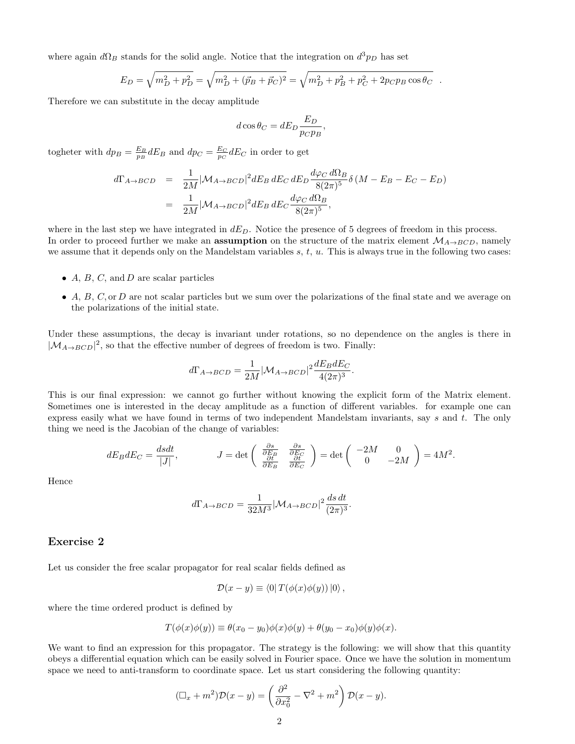where again $d\Omega_B$ stands for the solid angle. Notice that the integration on $d^3p_D$ has set

$$E_D = \sqrt{m_D^2 + p_D^2} = \sqrt{m_D^2 + (\vec{p}_B + \vec{p}_C)^2} = \sqrt{m_D^2 + p_B^2 + p_C^2 + 2p_C p_B \cos\theta_C} \quad .$$

Therefore we can substitute in the decay amplitude

$$d\cos\theta_C = dE_D \frac{E_D}{p_C p_B},$$

togheter with $dp_B = \frac{E_B}{p_B} dE_B$ and $dp_C = \frac{E_C}{p_C} dE_C$ in order to get

$$\begin{aligned}
d\Gamma_{A\to BCD} &= \frac{1}{2M}|\mathcal{M}_{A\to BCD}|^2 dE_B\, dE_C\, dE_D \frac{d\varphi_C\, d\Omega_B}{8(2\pi)^5}\delta\left(M - E_B - E_C - E_D\right) \\
&= \frac{1}{2M}|\mathcal{M}_{A\to BCD}|^2 dE_B\, dE_C \frac{d\varphi_C\, d\Omega_B}{8(2\pi)^5},
\end{aligned}$$

where in the last step we have integrated in $dE_D$. Notice the presence of 5 degrees of freedom in this process. In order to proceed further we make an **assumption** on the structure of the matrix element $\mathcal{M}_{A\to BCD}$, namely we assume that it depends only on the Mandelstam variables $s$, $t$, $u$. This is always true in the following two cases:

- $A$, $B$, $C$, and $D$ are scalar particles
- $A$, $B$, $C$, or $D$ are not scalar particles but we sum over the polarizations of the final state and we average on the polarizations of the initial state.

Under these assumptions, the decay is invariant under rotations, so no dependence on the angles is there in $|\mathcal{M}_{A\to BCD}|^2$, so that the effective number of degrees of freedom is two. Finally:

$$d\Gamma_{A\to BCD} = \frac{1}{2M}|\mathcal{M}_{A\to BCD}|^2 \frac{dE_B dE_C}{4(2\pi)^3}.$$

This is our final expression: we cannot go further without knowing the explicit form of the Matrix element. Sometimes one is interested in the decay amplitude as a function of different variables. for example one can express easily what we have found in terms of two independent Mandelstam invariants, say $s$ and $t$. The only thing we need is the Jacobian of the change of variables:

$$dE_B dE_C = \frac{ds dt}{|J|}, \qquad J = \det\begin{pmatrix} \frac{\partial s}{\partial E_B} & \frac{\partial s}{\partial E_C} \\ \frac{\partial t}{\partial E_B} & \frac{\partial t}{\partial E_C} \end{pmatrix} = \det\begin{pmatrix} -2M & 0 \\ 0 & -2M \end{pmatrix} = 4M^2.$$

Hence

$$d\Gamma_{A\to BCD} = \frac{1}{32M^3}|\mathcal{M}_{A\to BCD}|^2 \frac{ds\, dt}{(2\pi)^3}.$$

## Exercise 2

Let us consider the free scalar propagator for real scalar fields defined as

$$\mathcal{D}(x-y) \equiv \langle 0| T(\phi(x)\phi(y)) |0\rangle ,$$

where the time ordered product is defined by

$$T(\phi(x)\phi(y)) \equiv \theta(x_0 - y_0)\phi(x)\phi(y) + \theta(y_0 - x_0)\phi(y)\phi(x).$$

We want to find an expression for this propagator. The strategy is the following: we will show that this quantity obeys a differential equation which can be easily solved in Fourier space. Once we have the solution in momentum space we need to anti-transform to coordinate space. Let us start considering the following quantity:

$$(\Box_x + m^2)\mathcal{D}(x-y) = \left(\frac{\partial^2}{\partial x_0^2} - \nabla^2 + m^2\right)\mathcal{D}(x-y).$$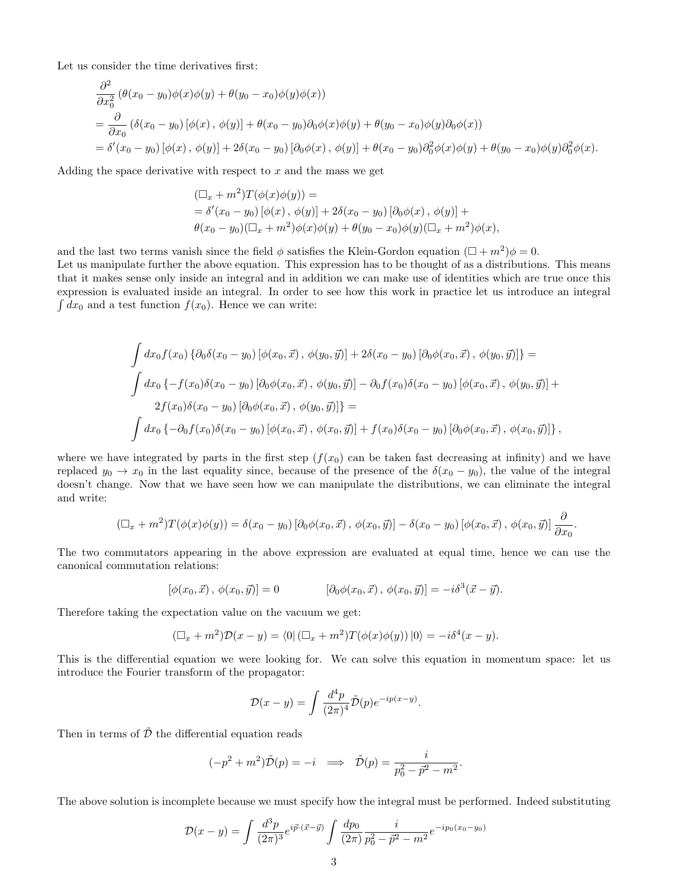Let us consider the time derivatives first:

$$
\begin{aligned}
&\frac{\partial^2}{\partial x_0^2}\left(\theta(x_0-y_0)\phi(x)\phi(y)+\theta(y_0-x_0)\phi(y)\phi(x)\right)\\
&=\frac{\partial}{\partial x_0}\left(\delta(x_0-y_0)\left[\phi(x)\,,\,\phi(y)\right]+\theta(x_0-y_0)\partial_0\phi(x)\phi(y)+\theta(y_0-x_0)\phi(y)\partial_0\phi(x)\right)\\
&=\delta'(x_0-y_0)\left[\phi(x)\,,\,\phi(y)\right]+2\delta(x_0-y_0)\left[\partial_0\phi(x)\,,\,\phi(y)\right]+\theta(x_0-y_0)\partial_0^2\phi(x)\phi(y)+\theta(y_0-x_0)\phi(y)\partial_0^2\phi(x).
\end{aligned}
$$

Adding the space derivative with respect to $x$ and the mass we get

$$
\begin{aligned}
&(\Box_x+m^2)T(\phi(x)\phi(y))=\\
&=\delta'(x_0-y_0)\left[\phi(x)\,,\,\phi(y)\right]+2\delta(x_0-y_0)\left[\partial_0\phi(x)\,,\,\phi(y)\right]+\\
&\theta(x_0-y_0)(\Box_x+m^2)\phi(x)\phi(y)+\theta(y_0-x_0)\phi(y)(\Box_x+m^2)\phi(x),
\end{aligned}
$$

and the last two terms vanish since the field $\phi$ satisfies the Klein-Gordon equation $(\Box+m^2)\phi=0$.
Let us manipulate further the above equation. This expression has to be thought of as a distributions. This means that it makes sense only inside an integral and in addition we can make use of identities which are true once this expression is evaluated inside an integral. In order to see how this work in practice let us introduce an integral $\int dx_0$ and a test function $f(x_0)$. Hence we can write:

$$
\begin{aligned}
&\int dx_0 f(x_0)\left\{\partial_0\delta(x_0-y_0)\left[\phi(x_0,\vec{x})\,,\,\phi(y_0,\vec{y})\right]+2\delta(x_0-y_0)\left[\partial_0\phi(x_0,\vec{x})\,,\,\phi(y_0,\vec{y})\right]\right\}=\\
&\int dx_0\left\{-f(x_0)\delta(x_0-y_0)\left[\partial_0\phi(x_0,\vec{x})\,,\,\phi(y_0,\vec{y})\right]-\partial_0 f(x_0)\delta(x_0-y_0)\left[\phi(x_0,\vec{x})\,,\,\phi(y_0,\vec{y})\right]+\right.\\
&\qquad\left.2f(x_0)\delta(x_0-y_0)\left[\partial_0\phi(x_0,\vec{x})\,,\,\phi(y_0,\vec{y})\right]\right\}=\\
&\int dx_0\left\{-\partial_0 f(x_0)\delta(x_0-y_0)\left[\phi(x_0,\vec{x})\,,\,\phi(x_0,\vec{y})\right]+f(x_0)\delta(x_0-y_0)\left[\partial_0\phi(x_0,\vec{x})\,,\,\phi(x_0,\vec{y})\right]\right\},
\end{aligned}
$$

where we have integrated by parts in the first step ($f(x_0)$ can be taken fast decreasing at infinity) and we have replaced $y_0\to x_0$ in the last equality since, because of the presence of the $\delta(x_0-y_0)$, the value of the integral doesn't change. Now that we have seen how we can manipulate the distributions, we can eliminate the integral and write:

$$
(\Box_x+m^2)T(\phi(x)\phi(y))=\delta(x_0-y_0)\left[\partial_0\phi(x_0,\vec{x})\,,\,\phi(x_0,\vec{y})\right]-\delta(x_0-y_0)\left[\phi(x_0,\vec{x})\,,\,\phi(x_0,\vec{y})\right]\frac{\partial}{\partial x_0}.
$$

The two commutators appearing in the above expression are evaluated at equal time, hence we can use the canonical commutation relations:

$$
\left[\phi(x_0,\vec{x})\,,\,\phi(x_0,\vec{y})\right]=0\qquad\qquad\left[\partial_0\phi(x_0,\vec{x})\,,\,\phi(x_0,\vec{y})\right]=-i\delta^3(\vec{x}-\vec{y}).
$$

Therefore taking the expectation value on the vacuum we get:

$$
(\Box_x+m^2)\mathcal{D}(x-y)=\langle 0|\,(\Box_x+m^2)T(\phi(x)\phi(y))\,|0\rangle=-i\delta^4(x-y).
$$

This is the differential equation we were looking for. We can solve this equation in momentum space: let us introduce the Fourier transform of the propagator:

$$
\mathcal{D}(x-y)=\int\frac{d^4p}{(2\pi)^4}\tilde{\mathcal{D}}(p)e^{-ip(x-y)}.
$$

Then in terms of $\tilde{\mathcal{D}}$ the differential equation reads

$$
(-p^2+m^2)\tilde{\mathcal{D}}(p)=-i\implies\tilde{\mathcal{D}}(p)=\frac{i}{p_0^2-\vec{p}^2-m^2}.
$$

The above solution is incomplete because we must specify how the integral must be performed. Indeed substituting

$$
\mathcal{D}(x-y)=\int\frac{d^3p}{(2\pi)^3}e^{i\vec{p}\cdot(\vec{x}-\vec{y})}\int\frac{dp_0}{(2\pi)}\frac{i}{p_0^2-\vec{p}^2-m^2}e^{-ip_0(x_0-y_0)}
$$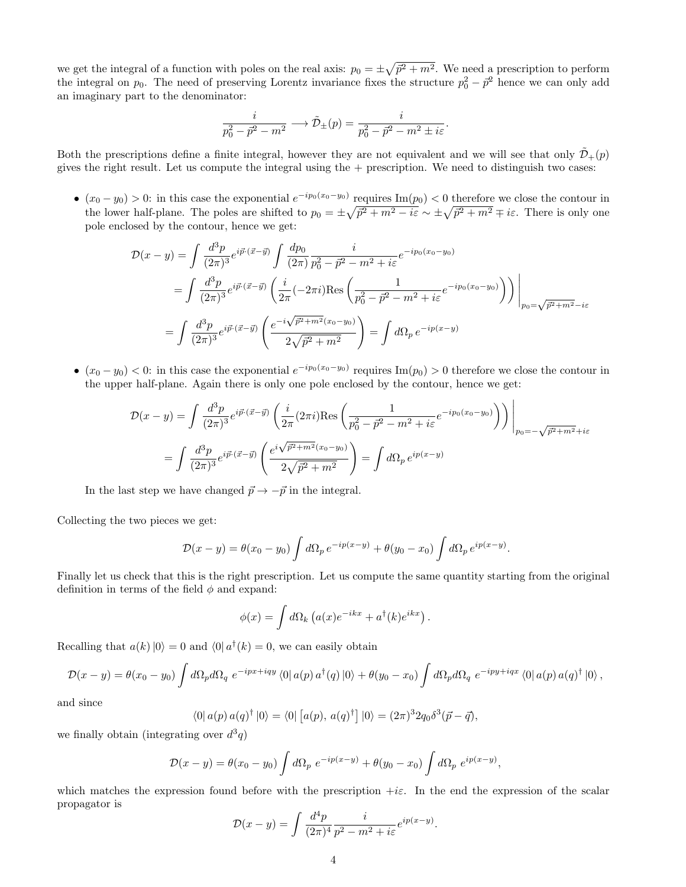we get the integral of a function with poles on the real axis: $p_0 = \pm\sqrt{\vec{p}^2 + m^2}$. We need a prescription to perform the integral on $p_0$. The need of preserving Lorentz invariance fixes the structure $p_0^2 - \vec{p}^2$ hence we can only add an imaginary part to the denominator:

$$\frac{i}{p_0^2 - \vec{p}^2 - m^2} \longrightarrow \tilde{\mathcal{D}}_\pm(p) = \frac{i}{p_0^2 - \vec{p}^2 - m^2 \pm i\varepsilon}.$$

Both the prescriptions define a finite integral, however they are not equivalent and we will see that only $\tilde{\mathcal{D}}_+(p)$ gives the right result. Let us compute the integral using the + prescription. We need to distinguish two cases:

- $(x_0 - y_0) > 0$: in this case the exponential $e^{-ip_0(x_0-y_0)}$ requires $\text{Im}(p_0) < 0$ therefore we close the contour in the lower half-plane. The poles are shifted to $p_0 = \pm\sqrt{\vec{p}^2 + m^2 - i\varepsilon} \sim \pm\sqrt{\vec{p}^2 + m^2} \mp i\varepsilon$. There is only one pole enclosed by the contour, hence we get:

$$\begin{aligned}
\mathcal{D}(x-y) &= \int \frac{d^3p}{(2\pi)^3} e^{i\vec{p}\cdot(\vec{x}-\vec{y})} \int \frac{dp_0}{(2\pi)} \frac{i}{p_0^2 - \vec{p}^2 - m^2 + i\varepsilon} e^{-ip_0(x_0-y_0)} \\
&= \int \frac{d^3p}{(2\pi)^3} e^{i\vec{p}\cdot(\vec{x}-\vec{y})} \left( \frac{i}{2\pi} (-2\pi i) \text{Res} \left( \frac{1}{p_0^2 - \vec{p}^2 - m^2 + i\varepsilon} e^{-ip_0(x_0-y_0)} \right) \right) \Bigg|_{p_0 = \sqrt{\vec{p}^2+m^2} - i\varepsilon} \\
&= \int \frac{d^3p}{(2\pi)^3} e^{i\vec{p}\cdot(\vec{x}-\vec{y})} \left( \frac{e^{-i\sqrt{\vec{p}^2+m^2}(x_0-y_0)}}{2\sqrt{\vec{p}^2+m^2}} \right) = \int d\Omega_p \, e^{-ip(x-y)}
\end{aligned}$$

- $(x_0 - y_0) < 0$: in this case the exponential $e^{-ip_0(x_0-y_0)}$ requires $\text{Im}(p_0) > 0$ therefore we close the contour in the upper half-plane. Again there is only one pole enclosed by the contour, hence we get:

$$\begin{aligned}
\mathcal{D}(x-y) &= \int \frac{d^3p}{(2\pi)^3} e^{i\vec{p}\cdot(\vec{x}-\vec{y})} \left( \frac{i}{2\pi} (2\pi i) \text{Res} \left( \frac{1}{p_0^2 - \vec{p}^2 - m^2 + i\varepsilon} e^{-ip_0(x_0-y_0)} \right) \right) \Bigg|_{p_0 = -\sqrt{\vec{p}^2+m^2} + i\varepsilon} \\
&= \int \frac{d^3p}{(2\pi)^3} e^{i\vec{p}\cdot(\vec{x}-\vec{y})} \left( \frac{e^{i\sqrt{\vec{p}^2+m^2}(x_0-y_0)}}{2\sqrt{\vec{p}^2+m^2}} \right) = \int d\Omega_p \, e^{ip(x-y)}
\end{aligned}$$

  In the last step we have changed $\vec{p} \to -\vec{p}$ in the integral.

Collecting the two pieces we get:

$$\mathcal{D}(x-y) = \theta(x_0 - y_0) \int d\Omega_p \, e^{-ip(x-y)} + \theta(y_0 - x_0) \int d\Omega_p \, e^{ip(x-y)}.$$

Finally let us check that this is the right prescription. Let us compute the same quantity starting from the original definition in terms of the field $\phi$ and expand:

$$\phi(x) = \int d\Omega_k \left( a(x) e^{-ikx} + a^\dagger(k) e^{ikx} \right).$$

Recalling that $a(k)\left|0\right\rangle = 0$ and $\left\langle 0\right| a^\dagger(k) = 0$, we can easily obtain

$$\mathcal{D}(x-y) = \theta(x_0 - y_0) \int d\Omega_p d\Omega_q \; e^{-ipx+iqy} \left\langle 0\right| a(p)\, a^\dagger(q) \left|0\right\rangle + \theta(y_0 - x_0) \int d\Omega_p d\Omega_q \; e^{-ipy+iqx} \left\langle 0\right| a(p)\, a(q)^\dagger \left|0\right\rangle,$$

and since

$$\left\langle 0\right| a(p)\, a(q)^\dagger \left|0\right\rangle = \left\langle 0\right| \left[a(p),\, a(q)^\dagger\right] \left|0\right\rangle = (2\pi)^3 2q_0 \delta^3(\vec{p} - \vec{q}),$$

we finally obtain (integrating over $d^3q$)

$$\mathcal{D}(x-y) = \theta(x_0 - y_0) \int d\Omega_p \; e^{-ip(x-y)} + \theta(y_0 - x_0) \int d\Omega_p \; e^{ip(x-y)},$$

which matches the expression found before with the prescription $+i\varepsilon$. In the end the expression of the scalar propagator is

$$\mathcal{D}(x-y) = \int \frac{d^4p}{(2\pi)^4} \frac{i}{p^2 - m^2 + i\varepsilon} e^{ip(x-y)}.$$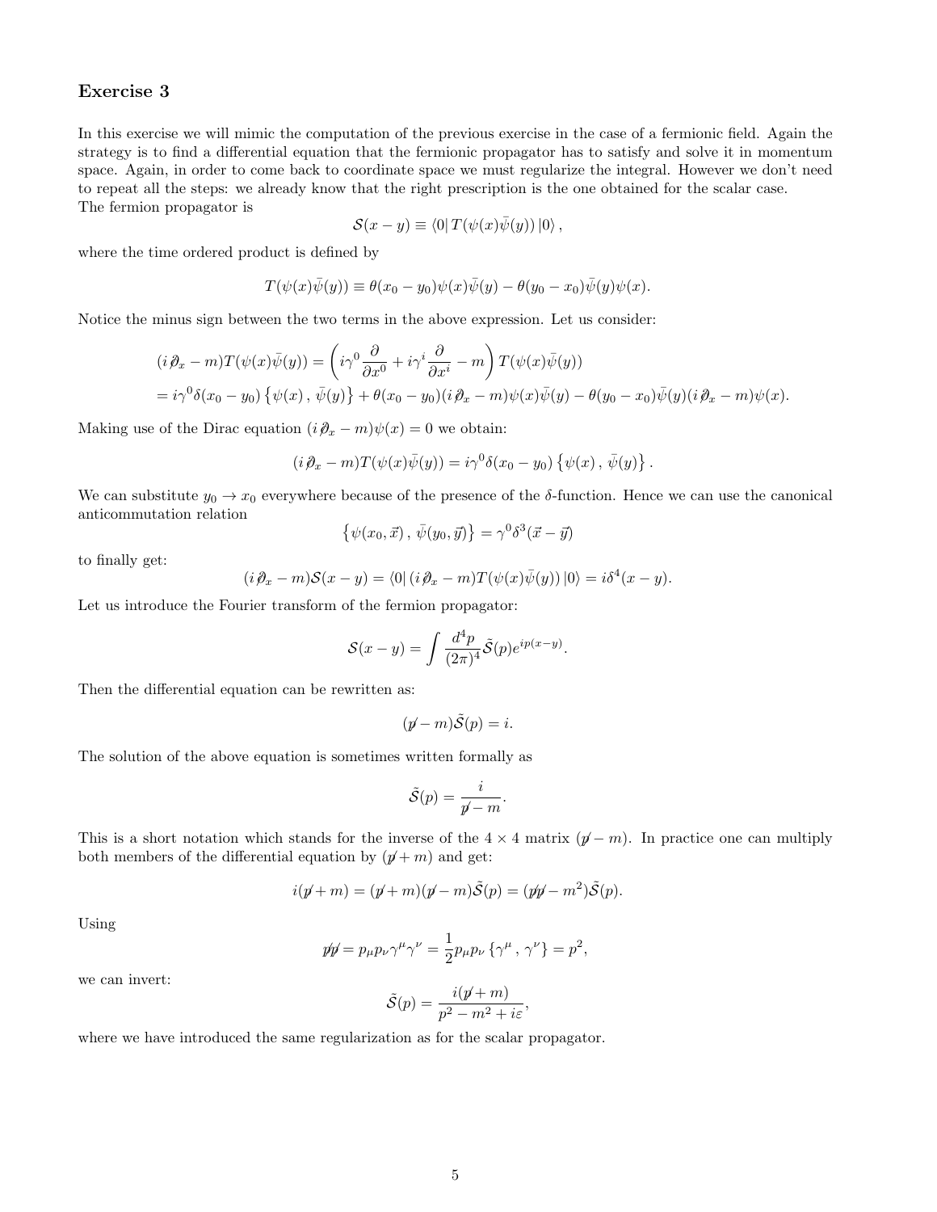## Exercise 3

In this exercise we will mimic the computation of the previous exercise in the case of a fermionic field. Again the strategy is to find a differential equation that the fermionic propagator has to satisfy and solve it in momentum space. Again, in order to come back to coordinate space we must regularize the integral. However we don't need to repeat all the steps: we already know that the right prescription is the one obtained for the scalar case.
The fermion propagator is

$$\mathcal{S}(x-y) \equiv \langle 0| T(\psi(x)\bar{\psi}(y)) |0\rangle ,$$

where the time ordered product is defined by

$$T(\psi(x)\bar{\psi}(y)) \equiv \theta(x_0 - y_0)\psi(x)\bar{\psi}(y) - \theta(y_0 - x_0)\bar{\psi}(y)\psi(x).$$

Notice the minus sign between the two terms in the above expression. Let us consider:

$$\begin{aligned}(i\partial\!\!\!/_x - m)T(\psi(x)\bar{\psi}(y)) &= \left(i\gamma^0\frac{\partial}{\partial x^0} + i\gamma^i\frac{\partial}{\partial x^i} - m\right)T(\psi(x)\bar{\psi}(y)) \\ &= i\gamma^0\delta(x_0 - y_0)\left\{\psi(x)\,,\,\bar{\psi}(y)\right\} + \theta(x_0 - y_0)(i\partial\!\!\!/_x - m)\psi(x)\bar{\psi}(y) - \theta(y_0 - x_0)\bar{\psi}(y)(i\partial\!\!\!/_x - m)\psi(x).\end{aligned}$$

Making use of the Dirac equation $(i\partial\!\!\!/_x - m)\psi(x) = 0$ we obtain:

$$(i\partial\!\!\!/_x - m)T(\psi(x)\bar{\psi}(y)) = i\gamma^0\delta(x_0 - y_0)\left\{\psi(x)\,,\,\bar{\psi}(y)\right\}.$$

We can substitute $y_0 \to x_0$ everywhere because of the presence of the $\delta$-function. Hence we can use the canonical anticommutation relation

$$\left\{\psi(x_0,\vec{x})\,,\,\bar{\psi}(y_0,\vec{y})\right\} = \gamma^0\delta^3(\vec{x}-\vec{y})$$

to finally get:

$$(i\partial\!\!\!/_x - m)\mathcal{S}(x-y) = \langle 0|(i\partial\!\!\!/_x - m)T(\psi(x)\bar{\psi}(y))|0\rangle = i\delta^4(x-y).$$

Let us introduce the Fourier transform of the fermion propagator:

$$\mathcal{S}(x-y) = \int \frac{d^4p}{(2\pi)^4}\tilde{\mathcal{S}}(p)e^{ip(x-y)}.$$

Then the differential equation can be rewritten as:

$$(p\!\!\!/ - m)\tilde{\mathcal{S}}(p) = i.$$

The solution of the above equation is sometimes written formally as

$$\tilde{\mathcal{S}}(p) = \frac{i}{p\!\!\!/ - m}.$$

This is a short notation which stands for the inverse of the $4\times 4$ matrix $(p\!\!\!/ - m)$. In practice one can multiply both members of the differential equation by $(p\!\!\!/ + m)$ and get:

$$i(p\!\!\!/ + m) = (p\!\!\!/ + m)(p\!\!\!/ - m)\tilde{\mathcal{S}}(p) = (p\!\!\!/p\!\!\!/ - m^2)\tilde{\mathcal{S}}(p).$$

Using

$$p\!\!\!/p\!\!\!/ = p_\mu p_\nu\gamma^\mu\gamma^\nu = \frac{1}{2}p_\mu p_\nu\left\{\gamma^\mu\,,\,\gamma^\nu\right\} = p^2,$$

we can invert:

$$\tilde{\mathcal{S}}(p) = \frac{i(p\!\!\!/ + m)}{p^2 - m^2 + i\varepsilon},$$

where we have introduced the same regularization as for the scalar propagator.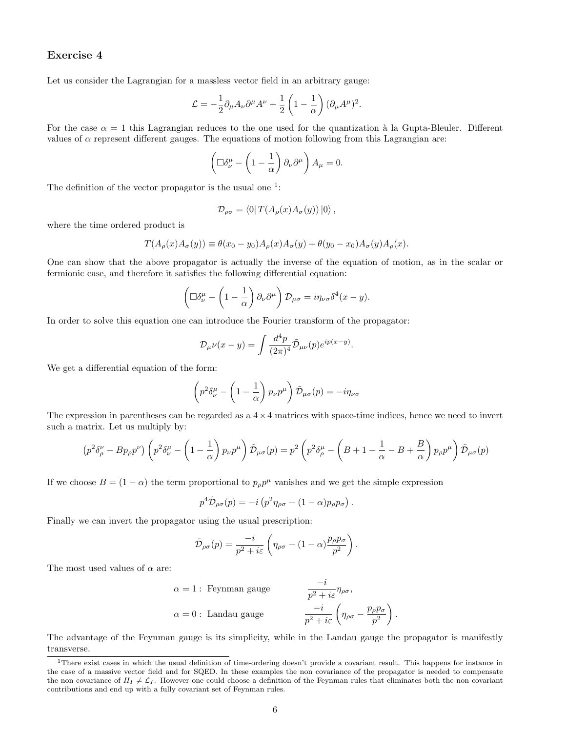### Exercise 4

Let us consider the Lagrangian for a massless vector field in an arbitrary gauge:

$$\mathcal{L} = -\frac{1}{2}\partial_\mu A_\nu \partial^\mu A^\nu + \frac{1}{2}\left(1 - \frac{1}{\alpha}\right)(\partial_\mu A^\mu)^2.$$

For the case $\alpha = 1$ this Lagrangian reduces to the one used for the quantization à la Gupta-Bleuler. Different values of $\alpha$ represent different gauges. The equations of motion following from this Lagrangian are:

$$\left(\Box \delta^\mu_\nu - \left(1 - \frac{1}{\alpha}\right)\partial_\nu \partial^\mu\right) A_\mu = 0.$$

The definition of the vector propagator is the usual one [1]:

$$\mathcal{D}_{\rho\sigma} = \langle 0| \, T(A_\rho(x) A_\sigma(y)) \, |0\rangle \, ,$$

where the time ordered product is

$$T(A_\rho(x) A_\sigma(y)) \equiv \theta(x_0 - y_0) A_\rho(x) A_\sigma(y) + \theta(y_0 - x_0) A_\sigma(y) A_\rho(x).$$

One can show that the above propagator is actually the inverse of the equation of motion, as in the scalar or fermionic case, and therefore it satisfies the following differential equation:

$$\left(\Box \delta^\mu_\nu - \left(1 - \frac{1}{\alpha}\right)\partial_\nu \partial^\mu\right) \mathcal{D}_{\mu\sigma} = i\eta_{\nu\sigma}\delta^4(x-y).$$

In order to solve this equation one can introduce the Fourier transform of the propagator:

$$\mathcal{D}_\mu \nu(x-y) = \int \frac{d^4p}{(2\pi)^4} \tilde{\mathcal{D}}_{\mu\nu}(p) e^{ip(x-y)}.$$

We get a differential equation of the form:

$$\left(p^2 \delta^\mu_\nu - \left(1 - \frac{1}{\alpha}\right) p_\nu p^\mu\right) \tilde{\mathcal{D}}_{\mu\sigma}(p) = -i\eta_{\nu\sigma}$$

The expression in parentheses can be regarded as a $4 \times 4$ matrices with space-time indices, hence we need to invert such a matrix. Let us multiply by:

$$\left(p^2 \delta^\nu_\rho - B p_\rho p^\nu\right)\left(p^2 \delta^\mu_\nu - \left(1 - \frac{1}{\alpha}\right) p_\nu p^\mu\right) \tilde{\mathcal{D}}_{\mu\sigma}(p) = p^2 \left(p^2 \delta^\mu_\rho - \left(B + 1 - \frac{1}{\alpha} - B + \frac{B}{\alpha}\right) p_\rho p^\mu\right) \tilde{\mathcal{D}}_{\mu\sigma}(p)$$

If we choose $B = (1 - \alpha)$ the term proportional to $p_\rho p^\mu$ vanishes and we get the simple expression

$$p^4 \tilde{\mathcal{D}}_{\rho\sigma}(p) = -i\left(p^2 \eta_{\rho\sigma} - (1-\alpha) p_\rho p_\sigma\right).$$

Finally we can invert the propagator using the usual prescription:

$$\tilde{\mathcal{D}}_{\rho\sigma}(p) = \frac{-i}{p^2 + i\varepsilon}\left(\eta_{\rho\sigma} - (1-\alpha)\frac{p_\rho p_\sigma}{p^2}\right).$$

The most used values of $\alpha$ are:

$$\alpha = 1: \ \text{Feynman gauge} \qquad \frac{-i}{p^2 + i\varepsilon}\eta_{\rho\sigma},$$

$$\alpha = 0: \ \text{Landau gauge} \qquad \frac{-i}{p^2 + i\varepsilon}\left(\eta_{\rho\sigma} - \frac{p_\rho p_\sigma}{p^2}\right).$$

The advantage of the Feynman gauge is its simplicity, while in the Landau gauge the propagator is manifestly transverse.

---

[1] There exist cases in which the usual definition of time-ordering doesn't provide a covariant result. This happens for instance in the case of a massive vector field and for SQED. In these examples the non covariance of the propagator is needed to compensate the non covariance of $H_I \neq \mathcal{L}_I$. However one could choose a definition of the Feynman rules that eliminates both the non covariant contributions and end up with a fully covariant set of Feynman rules.